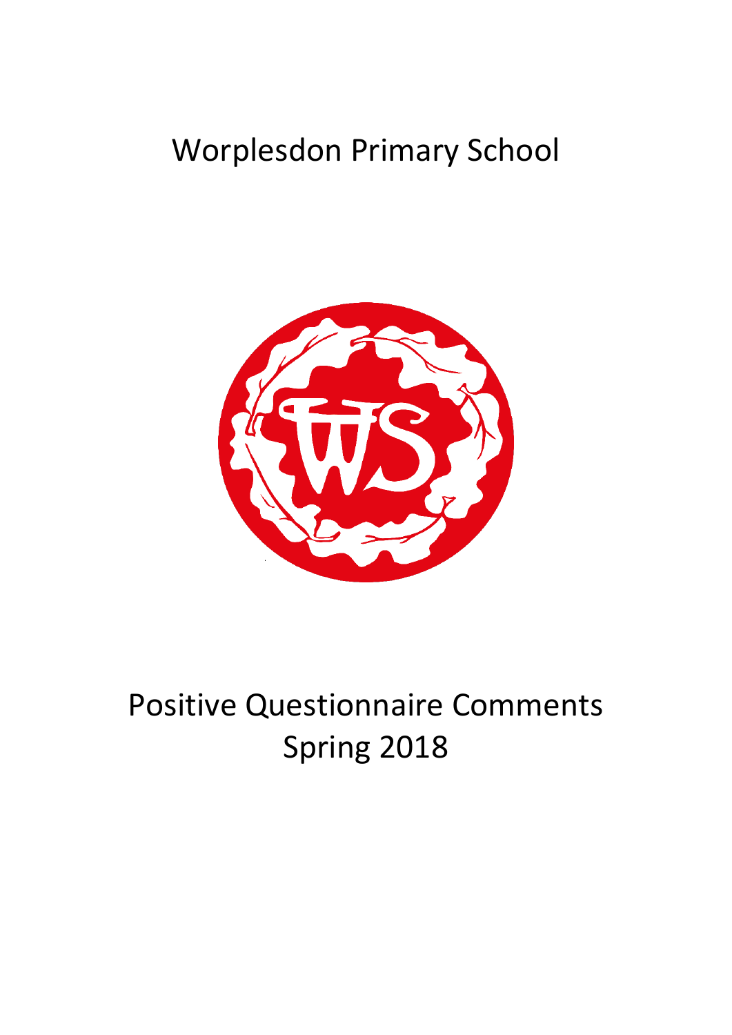# Worplesdon Primary School

# Positive Questionnaire Comments Spring 2018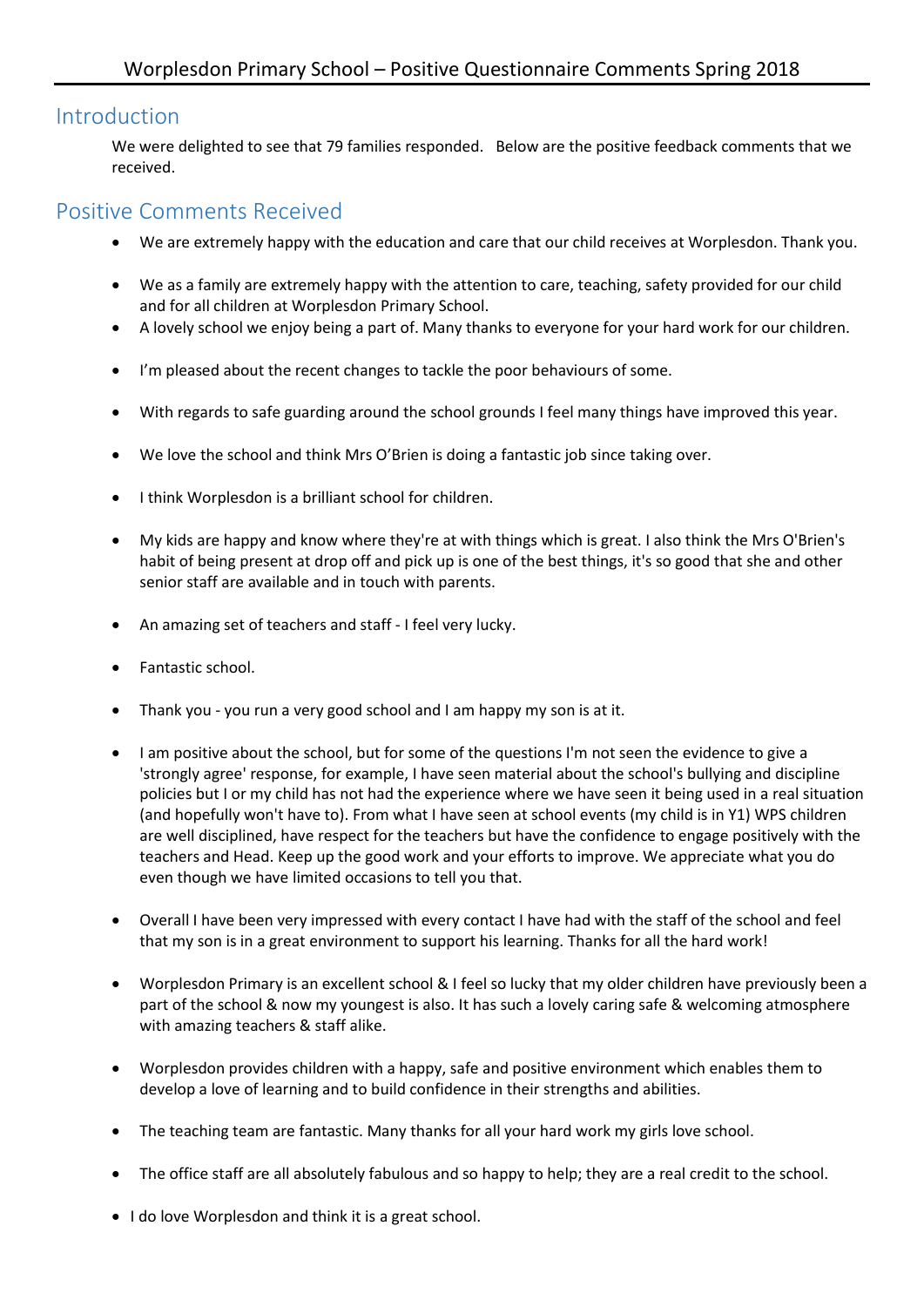# Worplesdon Primary School – Positive Questionnaire Comments Spring 2018

## Introduction

We were delighted to see that 79 families responded. Below are the positive feedback comments that we received.

## Positive Comments Received

- We are extremely happy with the education and care that our child receives at Worplesdon. Thank you.
- We as a family are extremely happy with the attention to care, teaching, safety provided for our child and for all children at Worplesdon Primary School.
- A lovely school we enjoy being a part of. Many thanks to everyone for your hard work for our children.
- I'm pleased about the recent changes to tackle the poor behaviours of some.
- With regards to safe guarding around the school grounds I feel many things have improved this year.
- We love the school and think Mrs O'Brien is doing a fantastic job since taking over.
- I think Worplesdon is a brilliant school for children.
- My kids are happy and know where they're at with things which is great. I also think the Mrs O'Brien's habit of being present at drop off and pick up is one of the best things, it's so good that she and other senior staff are available and in touch with parents.
- An amazing set of teachers and staff - I feel very lucky.
- Fantastic school.
- Thank you - you run a very good school and I am happy my son is at it.
- I am positive about the school, but for some of the questions I'm not seen the evidence to give a 'strongly agree' response, for example, I have seen material about the school's bullying and discipline policies but I or my child has not had the experience where we have seen it being used in a real situation (and hopefully won't have to). From what I have seen at school events (my child is in Y1) WPS children are well disciplined, have respect for the teachers but have the confidence to engage positively with the teachers and Head. Keep up the good work and your efforts to improve. We appreciate what you do even though we have limited occasions to tell you that.
- Overall I have been very impressed with every contact I have had with the staff of the school and feel that my son is in a great environment to support his learning. Thanks for all the hard work!
- Worplesdon Primary is an excellent school & I feel so lucky that my older children have previously been a part of the school & now my youngest is also. It has such a lovely caring safe & welcoming atmosphere with amazing teachers & staff alike.
- Worplesdon provides children with a happy, safe and positive environment which enables them to develop a love of learning and to build confidence in their strengths and abilities.
- The teaching team are fantastic. Many thanks for all your hard work my girls love school.
- The office staff are all absolutely fabulous and so happy to help; they are a real credit to the school.
- I do love Worplesdon and think it is a great school.